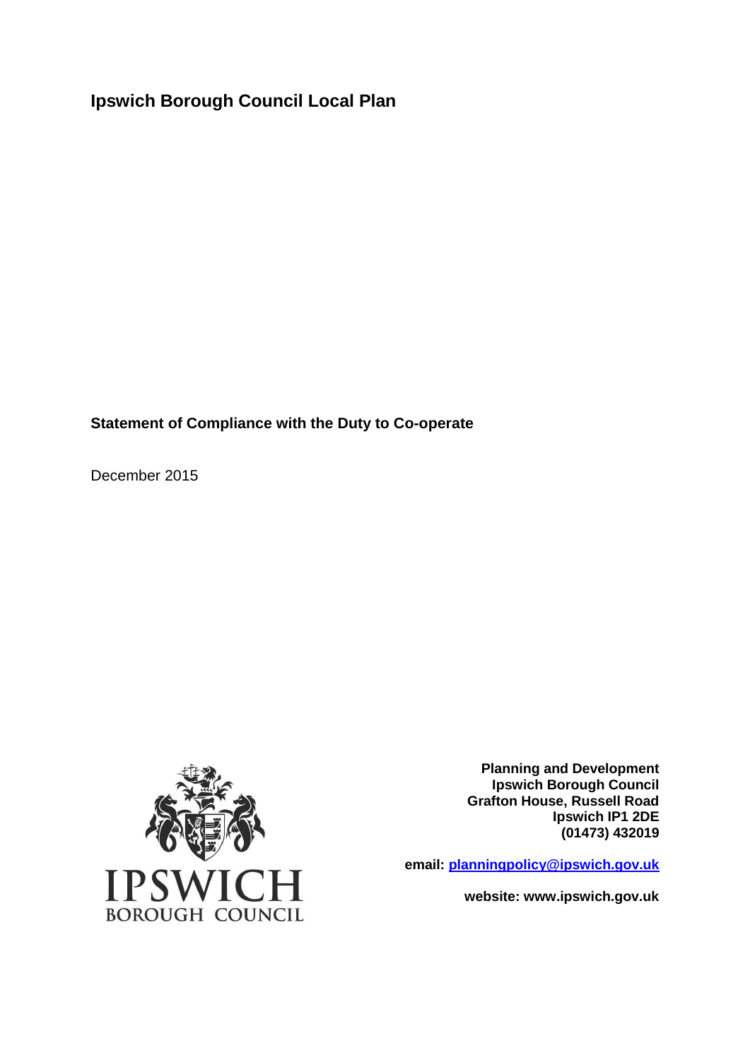# Ipswich Borough Council Local Plan

**Statement of Compliance with the Duty to Co-operate**

December 2015

IPSWICH
BOROUGH COUNCIL

**Planning and Development**
**Ipswich Borough Council**
**Grafton House, Russell Road**
**Ipswich IP1 2DE**
**(01473) 432019**

**email: planningpolicy@ipswich.gov.uk**

**website: www.ipswich.gov.uk**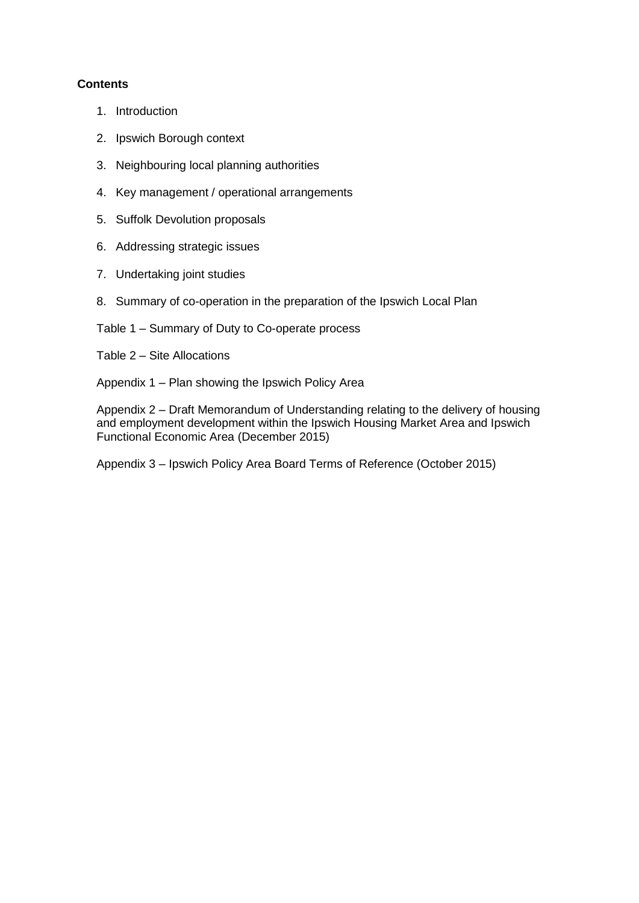**Contents**

1. Introduction
2. Ipswich Borough context
3. Neighbouring local planning authorities
4. Key management / operational arrangements
5. Suffolk Devolution proposals
6. Addressing strategic issues
7. Undertaking joint studies
8. Summary of co-operation in the preparation of the Ipswich Local Plan

Table 1 – Summary of Duty to Co-operate process

Table 2 – Site Allocations

Appendix 1 – Plan showing the Ipswich Policy Area

Appendix 2 – Draft Memorandum of Understanding relating to the delivery of housing and employment development within the Ipswich Housing Market Area and Ipswich Functional Economic Area (December 2015)

Appendix 3 – Ipswich Policy Area Board Terms of Reference (October 2015)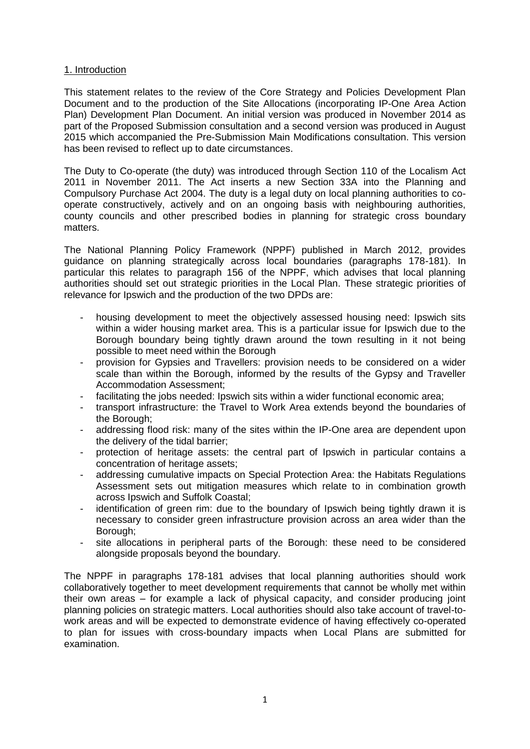## 1. Introduction

This statement relates to the review of the Core Strategy and Policies Development Plan Document and to the production of the Site Allocations (incorporating IP-One Area Action Plan) Development Plan Document. An initial version was produced in November 2014 as part of the Proposed Submission consultation and a second version was produced in August 2015 which accompanied the Pre-Submission Main Modifications consultation. This version has been revised to reflect up to date circumstances.

The Duty to Co-operate (the duty) was introduced through Section 110 of the Localism Act 2011 in November 2011. The Act inserts a new Section 33A into the Planning and Compulsory Purchase Act 2004. The duty is a legal duty on local planning authorities to co-operate constructively, actively and on an ongoing basis with neighbouring authorities, county councils and other prescribed bodies in planning for strategic cross boundary matters.

The National Planning Policy Framework (NPPF) published in March 2012, provides guidance on planning strategically across local boundaries (paragraphs 178-181). In particular this relates to paragraph 156 of the NPPF, which advises that local planning authorities should set out strategic priorities in the Local Plan. These strategic priorities of relevance for Ipswich and the production of the two DPDs are:

- housing development to meet the objectively assessed housing need: Ipswich sits within a wider housing market area. This is a particular issue for Ipswich due to the Borough boundary being tightly drawn around the town resulting in it not being possible to meet need within the Borough
- provision for Gypsies and Travellers: provision needs to be considered on a wider scale than within the Borough, informed by the results of the Gypsy and Traveller Accommodation Assessment;
- facilitating the jobs needed: Ipswich sits within a wider functional economic area;
- transport infrastructure: the Travel to Work Area extends beyond the boundaries of the Borough;
- addressing flood risk: many of the sites within the IP-One area are dependent upon the delivery of the tidal barrier;
- protection of heritage assets: the central part of Ipswich in particular contains a concentration of heritage assets;
- addressing cumulative impacts on Special Protection Area: the Habitats Regulations Assessment sets out mitigation measures which relate to in combination growth across Ipswich and Suffolk Coastal;
- identification of green rim: due to the boundary of Ipswich being tightly drawn it is necessary to consider green infrastructure provision across an area wider than the Borough;
- site allocations in peripheral parts of the Borough: these need to be considered alongside proposals beyond the boundary.

The NPPF in paragraphs 178-181 advises that local planning authorities should work collaboratively together to meet development requirements that cannot be wholly met within their own areas – for example a lack of physical capacity, and consider producing joint planning policies on strategic matters. Local authorities should also take account of travel-to-work areas and will be expected to demonstrate evidence of having effectively co-operated to plan for issues with cross-boundary impacts when Local Plans are submitted for examination.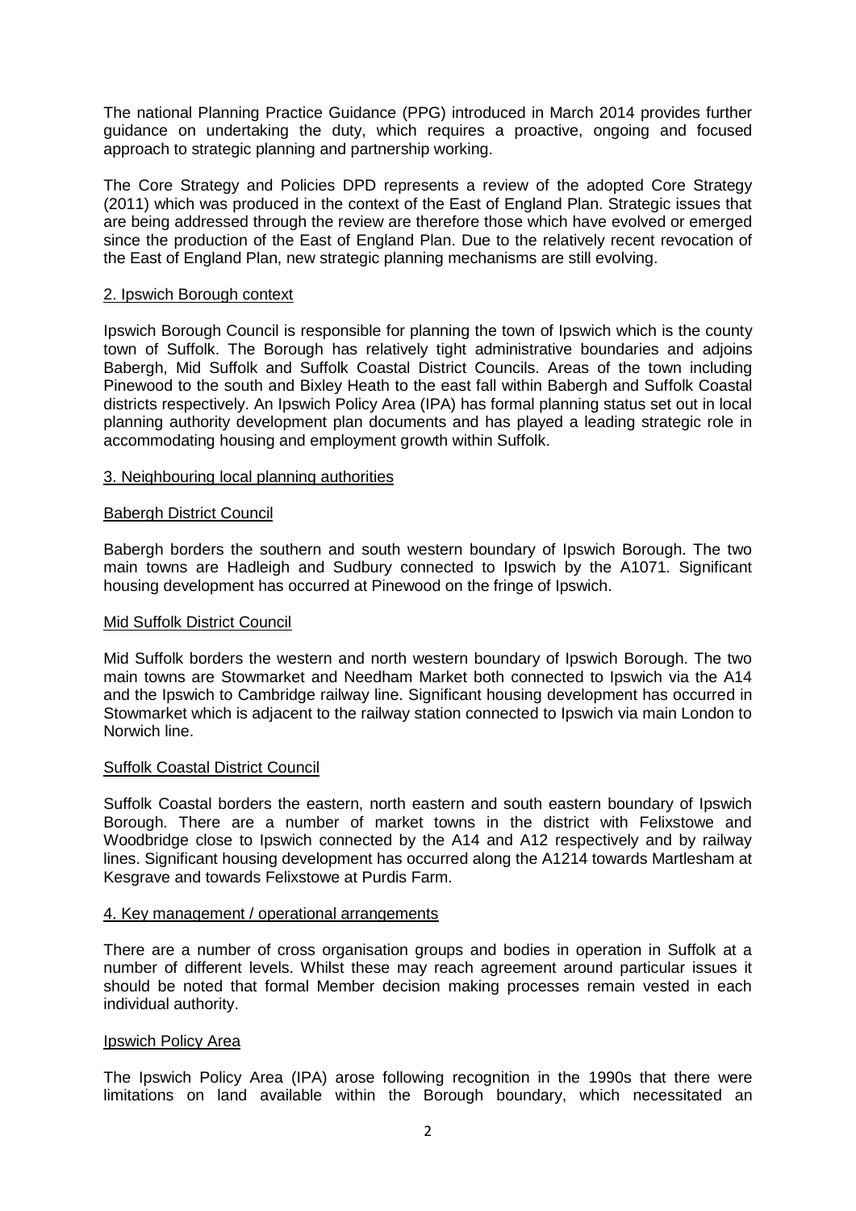The national Planning Practice Guidance (PPG) introduced in March 2014 provides further guidance on undertaking the duty, which requires a proactive, ongoing and focused approach to strategic planning and partnership working.

The Core Strategy and Policies DPD represents a review of the adopted Core Strategy (2011) which was produced in the context of the East of England Plan. Strategic issues that are being addressed through the review are therefore those which have evolved or emerged since the production of the East of England Plan. Due to the relatively recent revocation of the East of England Plan, new strategic planning mechanisms are still evolving.

## 2. Ipswich Borough context

Ipswich Borough Council is responsible for planning the town of Ipswich which is the county town of Suffolk. The Borough has relatively tight administrative boundaries and adjoins Babergh, Mid Suffolk and Suffolk Coastal District Councils. Areas of the town including Pinewood to the south and Bixley Heath to the east fall within Babergh and Suffolk Coastal districts respectively. An Ipswich Policy Area (IPA) has formal planning status set out in local planning authority development plan documents and has played a leading strategic role in accommodating housing and employment growth within Suffolk.

## 3. Neighbouring local planning authorities

### Babergh District Council

Babergh borders the southern and south western boundary of Ipswich Borough. The two main towns are Hadleigh and Sudbury connected to Ipswich by the A1071. Significant housing development has occurred at Pinewood on the fringe of Ipswich.

### Mid Suffolk District Council

Mid Suffolk borders the western and north western boundary of Ipswich Borough. The two main towns are Stowmarket and Needham Market both connected to Ipswich via the A14 and the Ipswich to Cambridge railway line. Significant housing development has occurred in Stowmarket which is adjacent to the railway station connected to Ipswich via main London to Norwich line.

### Suffolk Coastal District Council

Suffolk Coastal borders the eastern, north eastern and south eastern boundary of Ipswich Borough. There are a number of market towns in the district with Felixstowe and Woodbridge close to Ipswich connected by the A14 and A12 respectively and by railway lines. Significant housing development has occurred along the A1214 towards Martlesham at Kesgrave and towards Felixstowe at Purdis Farm.

## 4. Key management / operational arrangements

There are a number of cross organisation groups and bodies in operation in Suffolk at a number of different levels. Whilst these may reach agreement around particular issues it should be noted that formal Member decision making processes remain vested in each individual authority.

### Ipswich Policy Area

The Ipswich Policy Area (IPA) arose following recognition in the 1990s that there were limitations on land available within the Borough boundary, which necessitated an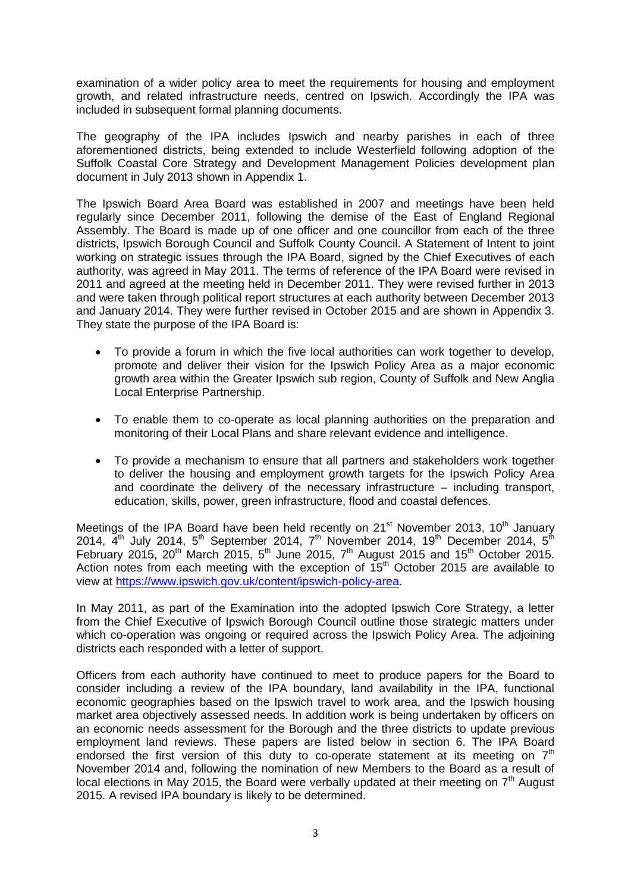examination of a wider policy area to meet the requirements for housing and employment growth, and related infrastructure needs, centred on Ipswich. Accordingly the IPA was included in subsequent formal planning documents.

The geography of the IPA includes Ipswich and nearby parishes in each of three aforementioned districts, being extended to include Westerfield following adoption of the Suffolk Coastal Core Strategy and Development Management Policies development plan document in July 2013 shown in Appendix 1.

The Ipswich Board Area Board was established in 2007 and meetings have been held regularly since December 2011, following the demise of the East of England Regional Assembly. The Board is made up of one officer and one councillor from each of the three districts, Ipswich Borough Council and Suffolk County Council. A Statement of Intent to joint working on strategic issues through the IPA Board, signed by the Chief Executives of each authority, was agreed in May 2011. The terms of reference of the IPA Board were revised in 2011 and agreed at the meeting held in December 2011. They were revised further in 2013 and were taken through political report structures at each authority between December 2013 and January 2014. They were further revised in October 2015 and are shown in Appendix 3. They state the purpose of the IPA Board is:

- To provide a forum in which the five local authorities can work together to develop, promote and deliver their vision for the Ipswich Policy Area as a major economic growth area within the Greater Ipswich sub region, County of Suffolk and New Anglia Local Enterprise Partnership.
- To enable them to co-operate as local planning authorities on the preparation and monitoring of their Local Plans and share relevant evidence and intelligence.
- To provide a mechanism to ensure that all partners and stakeholders work together to deliver the housing and employment growth targets for the Ipswich Policy Area and coordinate the delivery of the necessary infrastructure – including transport, education, skills, power, green infrastructure, flood and coastal defences.

Meetings of the IPA Board have been held recently on 21st November 2013, 10th January 2014, 4th July 2014, 5th September 2014, 7th November 2014, 19th December 2014, 5th February 2015, 20th March 2015, 5th June 2015, 7th August 2015 and 15th October 2015. Action notes from each meeting with the exception of 15th October 2015 are available to view at [https://www.ipswich.gov.uk/content/ipswich-policy-area](https://www.ipswich.gov.uk/content/ipswich-policy-area).

In May 2011, as part of the Examination into the adopted Ipswich Core Strategy, a letter from the Chief Executive of Ipswich Borough Council outline those strategic matters under which co-operation was ongoing or required across the Ipswich Policy Area. The adjoining districts each responded with a letter of support.

Officers from each authority have continued to meet to produce papers for the Board to consider including a review of the IPA boundary, land availability in the IPA, functional economic geographies based on the Ipswich travel to work area, and the Ipswich housing market area objectively assessed needs. In addition work is being undertaken by officers on an economic needs assessment for the Borough and the three districts to update previous employment land reviews. These papers are listed below in section 6. The IPA Board endorsed the first version of this duty to co-operate statement at its meeting on 7th November 2014 and, following the nomination of new Members to the Board as a result of local elections in May 2015, the Board were verbally updated at their meeting on 7th August 2015. A revised IPA boundary is likely to be determined.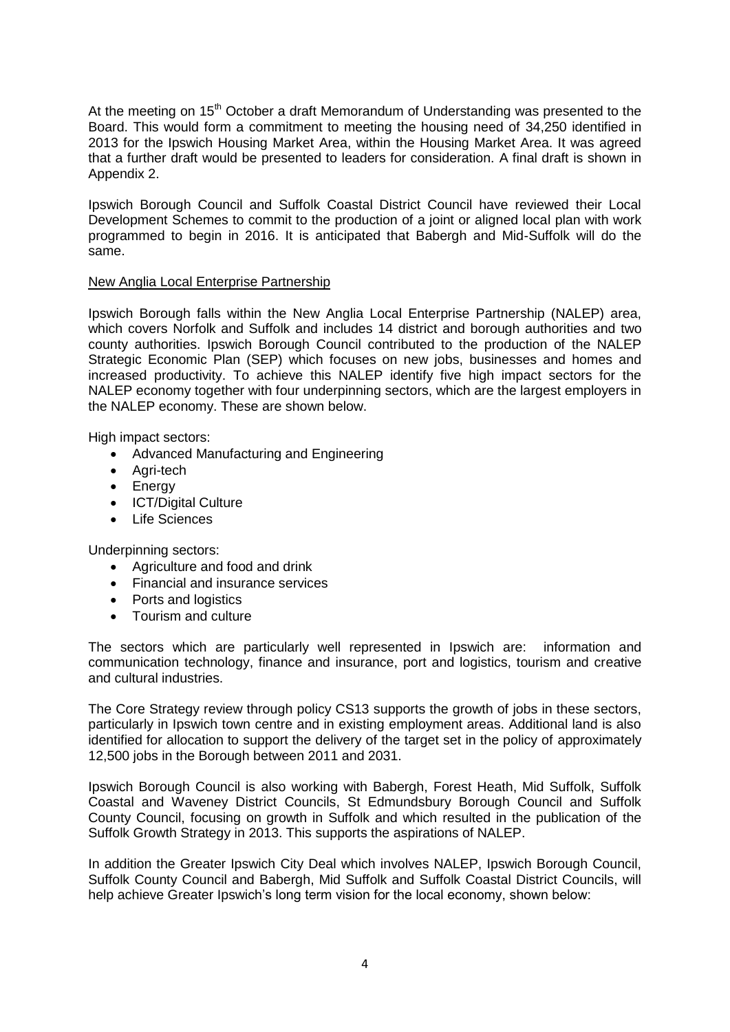At the meeting on 15th October a draft Memorandum of Understanding was presented to the Board. This would form a commitment to meeting the housing need of 34,250 identified in 2013 for the Ipswich Housing Market Area, within the Housing Market Area. It was agreed that a further draft would be presented to leaders for consideration. A final draft is shown in Appendix 2.

Ipswich Borough Council and Suffolk Coastal District Council have reviewed their Local Development Schemes to commit to the production of a joint or aligned local plan with work programmed to begin in 2016. It is anticipated that Babergh and Mid-Suffolk will do the same.

New Anglia Local Enterprise Partnership

Ipswich Borough falls within the New Anglia Local Enterprise Partnership (NALEP) area, which covers Norfolk and Suffolk and includes 14 district and borough authorities and two county authorities. Ipswich Borough Council contributed to the production of the NALEP Strategic Economic Plan (SEP) which focuses on new jobs, businesses and homes and increased productivity. To achieve this NALEP identify five high impact sectors for the NALEP economy together with four underpinning sectors, which are the largest employers in the NALEP economy. These are shown below.

High impact sectors:

- Advanced Manufacturing and Engineering
- Agri-tech
- Energy
- ICT/Digital Culture
- Life Sciences

Underpinning sectors:

- Agriculture and food and drink
- Financial and insurance services
- Ports and logistics
- Tourism and culture

The sectors which are particularly well represented in Ipswich are: information and communication technology, finance and insurance, port and logistics, tourism and creative and cultural industries.

The Core Strategy review through policy CS13 supports the growth of jobs in these sectors, particularly in Ipswich town centre and in existing employment areas. Additional land is also identified for allocation to support the delivery of the target set in the policy of approximately 12,500 jobs in the Borough between 2011 and 2031.

Ipswich Borough Council is also working with Babergh, Forest Heath, Mid Suffolk, Suffolk Coastal and Waveney District Councils, St Edmundsbury Borough Council and Suffolk County Council, focusing on growth in Suffolk and which resulted in the publication of the Suffolk Growth Strategy in 2013. This supports the aspirations of NALEP.

In addition the Greater Ipswich City Deal which involves NALEP, Ipswich Borough Council, Suffolk County Council and Babergh, Mid Suffolk and Suffolk Coastal District Councils, will help achieve Greater Ipswich's long term vision for the local economy, shown below: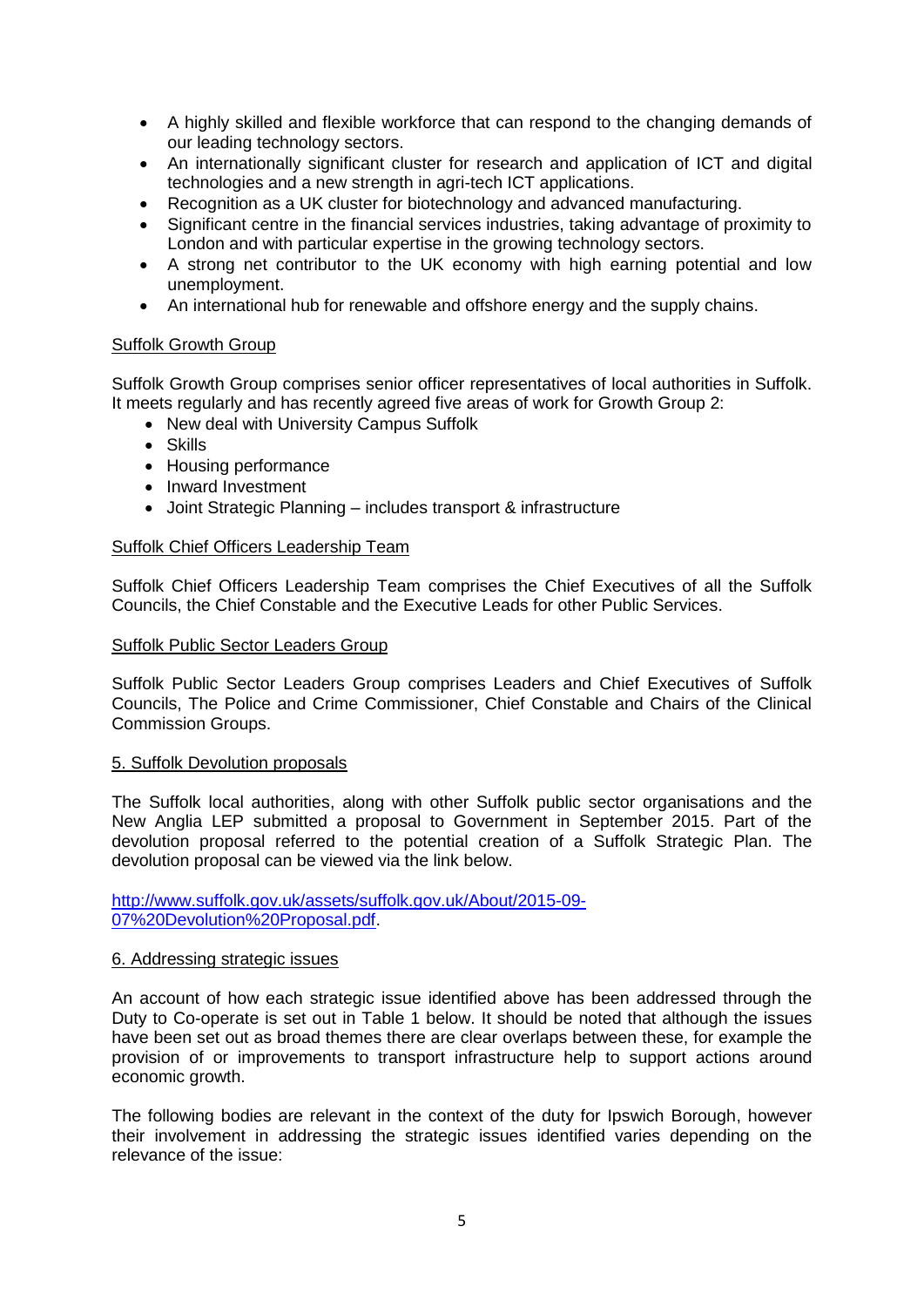- A highly skilled and flexible workforce that can respond to the changing demands of our leading technology sectors.
- An internationally significant cluster for research and application of ICT and digital technologies and a new strength in agri-tech ICT applications.
- Recognition as a UK cluster for biotechnology and advanced manufacturing.
- Significant centre in the financial services industries, taking advantage of proximity to London and with particular expertise in the growing technology sectors.
- A strong net contributor to the UK economy with high earning potential and low unemployment.
- An international hub for renewable and offshore energy and the supply chains.

Suffolk Growth Group

Suffolk Growth Group comprises senior officer representatives of local authorities in Suffolk. It meets regularly and has recently agreed five areas of work for Growth Group 2:

- New deal with University Campus Suffolk
- Skills
- Housing performance
- Inward Investment
- Joint Strategic Planning – includes transport & infrastructure

Suffolk Chief Officers Leadership Team

Suffolk Chief Officers Leadership Team comprises the Chief Executives of all the Suffolk Councils, the Chief Constable and the Executive Leads for other Public Services.

Suffolk Public Sector Leaders Group

Suffolk Public Sector Leaders Group comprises Leaders and Chief Executives of Suffolk Councils, The Police and Crime Commissioner, Chief Constable and Chairs of the Clinical Commission Groups.

## 5. Suffolk Devolution proposals

The Suffolk local authorities, along with other Suffolk public sector organisations and the New Anglia LEP submitted a proposal to Government in September 2015. Part of the devolution proposal referred to the potential creation of a Suffolk Strategic Plan. The devolution proposal can be viewed via the link below.

[http://www.suffolk.gov.uk/assets/suffolk.gov.uk/About/2015-09-07%20Devolution%20Proposal.pdf](http://www.suffolk.gov.uk/assets/suffolk.gov.uk/About/2015-09-07%20Devolution%20Proposal.pdf).

## 6. Addressing strategic issues

An account of how each strategic issue identified above has been addressed through the Duty to Co-operate is set out in Table 1 below. It should be noted that although the issues have been set out as broad themes there are clear overlaps between these, for example the provision of or improvements to transport infrastructure help to support actions around economic growth.

The following bodies are relevant in the context of the duty for Ipswich Borough, however their involvement in addressing the strategic issues identified varies depending on the relevance of the issue: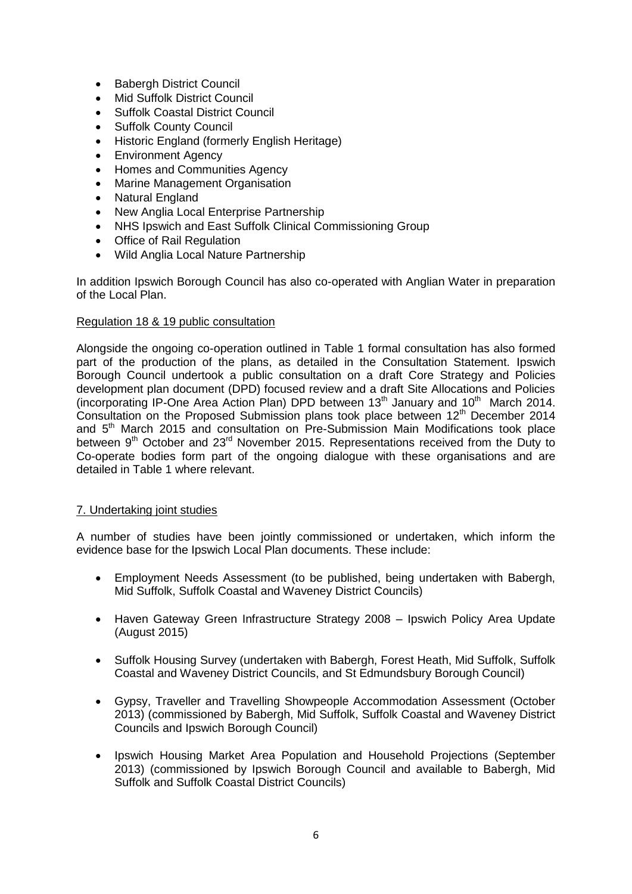- Babergh District Council
- Mid Suffolk District Council
- Suffolk Coastal District Council
- Suffolk County Council
- Historic England (formerly English Heritage)
- Environment Agency
- Homes and Communities Agency
- Marine Management Organisation
- Natural England
- New Anglia Local Enterprise Partnership
- NHS Ipswich and East Suffolk Clinical Commissioning Group
- Office of Rail Regulation
- Wild Anglia Local Nature Partnership

In addition Ipswich Borough Council has also co-operated with Anglian Water in preparation of the Local Plan.

Regulation 18 & 19 public consultation

Alongside the ongoing co-operation outlined in Table 1 formal consultation has also formed part of the production of the plans, as detailed in the Consultation Statement. Ipswich Borough Council undertook a public consultation on a draft Core Strategy and Policies development plan document (DPD) focused review and a draft Site Allocations and Policies (incorporating IP-One Area Action Plan) DPD between 13th January and 10th March 2014. Consultation on the Proposed Submission plans took place between 12th December 2014 and 5th March 2015 and consultation on Pre-Submission Main Modifications took place between 9th October and 23rd November 2015. Representations received from the Duty to Co-operate bodies form part of the ongoing dialogue with these organisations and are detailed in Table 1 where relevant.

## 7. Undertaking joint studies

A number of studies have been jointly commissioned or undertaken, which inform the evidence base for the Ipswich Local Plan documents. These include:

- Employment Needs Assessment (to be published, being undertaken with Babergh, Mid Suffolk, Suffolk Coastal and Waveney District Councils)
- Haven Gateway Green Infrastructure Strategy 2008 – Ipswich Policy Area Update (August 2015)
- Suffolk Housing Survey (undertaken with Babergh, Forest Heath, Mid Suffolk, Suffolk Coastal and Waveney District Councils, and St Edmundsbury Borough Council)
- Gypsy, Traveller and Travelling Showpeople Accommodation Assessment (October 2013) (commissioned by Babergh, Mid Suffolk, Suffolk Coastal and Waveney District Councils and Ipswich Borough Council)
- Ipswich Housing Market Area Population and Household Projections (September 2013) (commissioned by Ipswich Borough Council and available to Babergh, Mid Suffolk and Suffolk Coastal District Councils)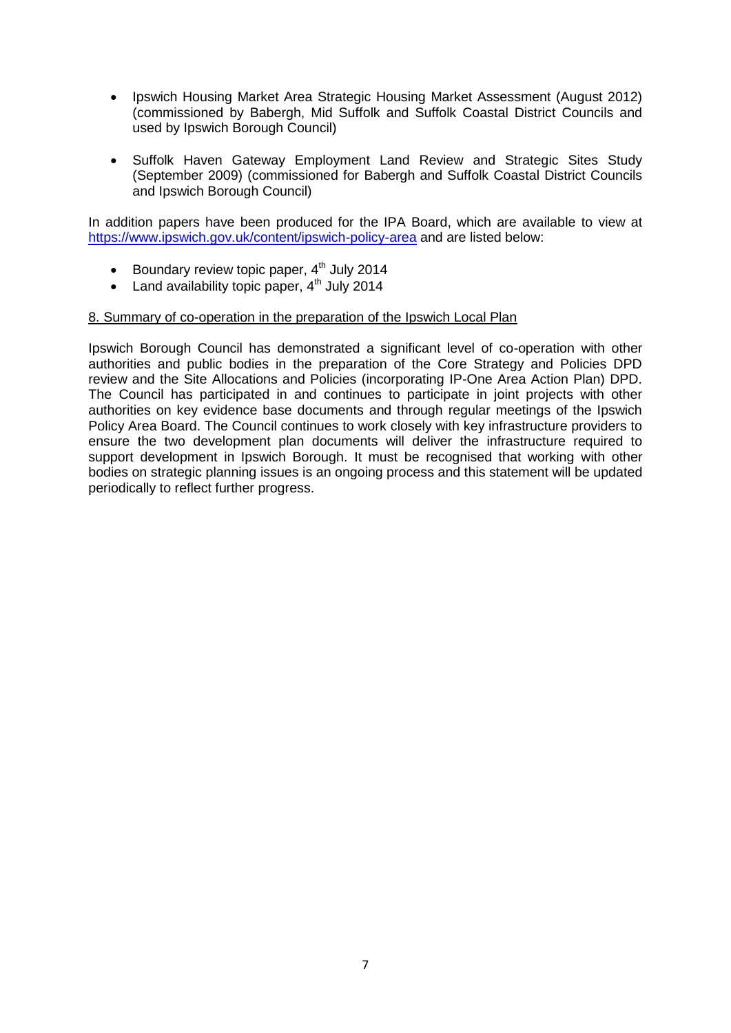- Ipswich Housing Market Area Strategic Housing Market Assessment (August 2012) (commissioned by Babergh, Mid Suffolk and Suffolk Coastal District Councils and used by Ipswich Borough Council)

- Suffolk Haven Gateway Employment Land Review and Strategic Sites Study (September 2009) (commissioned for Babergh and Suffolk Coastal District Councils and Ipswich Borough Council)

In addition papers have been produced for the IPA Board, which are available to view at [https://www.ipswich.gov.uk/content/ipswich-policy-area](https://www.ipswich.gov.uk/content/ipswich-policy-area) and are listed below:

- Boundary review topic paper, 4th July 2014
- Land availability topic paper, 4th July 2014

## 8. Summary of co-operation in the preparation of the Ipswich Local Plan

Ipswich Borough Council has demonstrated a significant level of co-operation with other authorities and public bodies in the preparation of the Core Strategy and Policies DPD review and the Site Allocations and Policies (incorporating IP-One Area Action Plan) DPD. The Council has participated in and continues to participate in joint projects with other authorities on key evidence base documents and through regular meetings of the Ipswich Policy Area Board. The Council continues to work closely with key infrastructure providers to ensure the two development plan documents will deliver the infrastructure required to support development in Ipswich Borough. It must be recognised that working with other bodies on strategic planning issues is an ongoing process and this statement will be updated periodically to reflect further progress.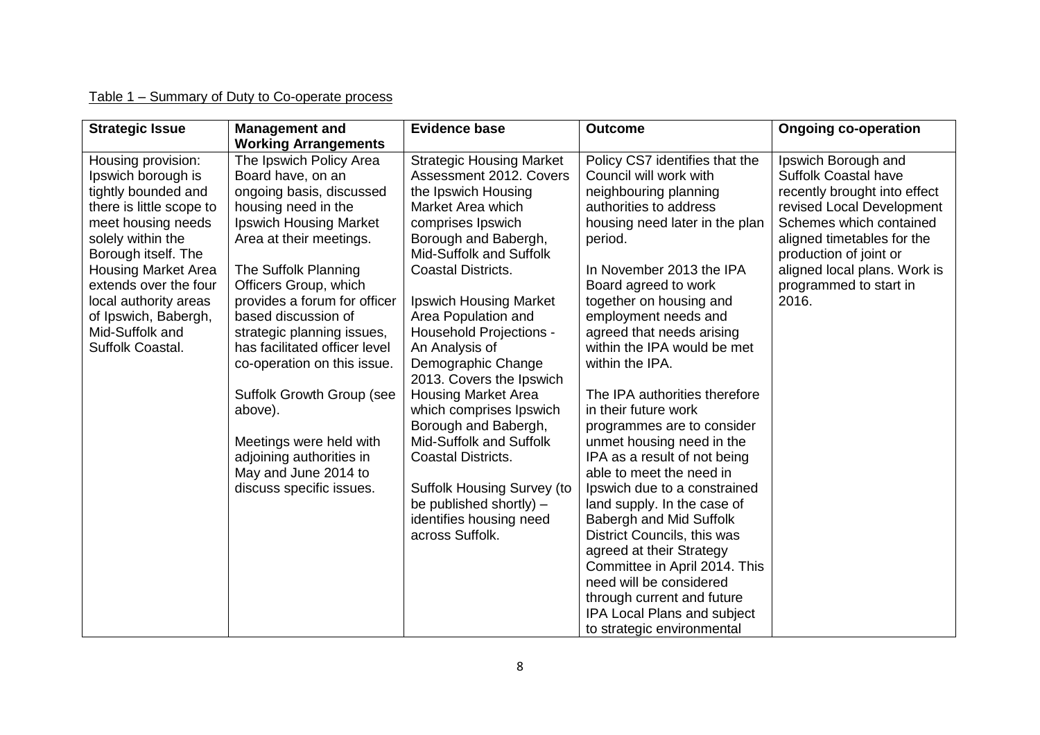Table 1 – Summary of Duty to Co-operate process

| Strategic Issue | Management and Working Arrangements | Evidence base | Outcome | Ongoing co-operation |
|---|---|---|---|---|
| Housing provision: Ipswich borough is tightly bounded and there is little scope to meet housing needs solely within the Borough itself. The Housing Market Area extends over the four local authority areas of Ipswich, Babergh, Mid-Suffolk and Suffolk Coastal. | The Ipswich Policy Area Board have, on an ongoing basis, discussed housing need in the Ipswich Housing Market Area at their meetings.<br><br>The Suffolk Planning Officers Group, which provides a forum for officer based discussion of strategic planning issues, has facilitated officer level co-operation on this issue.<br><br>Suffolk Growth Group (see above).<br><br>Meetings were held with adjoining authorities in May and June 2014 to discuss specific issues. | Strategic Housing Market Assessment 2012. Covers the Ipswich Housing Market Area which comprises Ipswich Borough and Babergh, Mid-Suffolk and Suffolk Coastal Districts.<br><br>Ipswich Housing Market Area Population and Household Projections - An Analysis of Demographic Change 2013. Covers the Ipswich Housing Market Area which comprises Ipswich Borough and Babergh, Mid-Suffolk and Suffolk Coastal Districts.<br><br>Suffolk Housing Survey (to be published shortly) – identifies housing need across Suffolk. | Policy CS7 identifies that the Council will work with neighbouring planning authorities to address housing need later in the plan period.<br><br>In November 2013 the IPA Board agreed to work together on housing and employment needs and agreed that needs arising within the IPA would be met within the IPA.<br><br>The IPA authorities therefore in their future work programmes are to consider unmet housing need in the IPA as a result of not being able to meet the need in Ipswich due to a constrained land supply. In the case of Babergh and Mid Suffolk District Councils, this was agreed at their Strategy Committee in April 2014. This need will be considered through current and future IPA Local Plans and subject to strategic environmental | Ipswich Borough and Suffolk Coastal have recently brought into effect revised Local Development Schemes which contained aligned timetables for the production of joint or aligned local plans. Work is programmed to start in 2016. |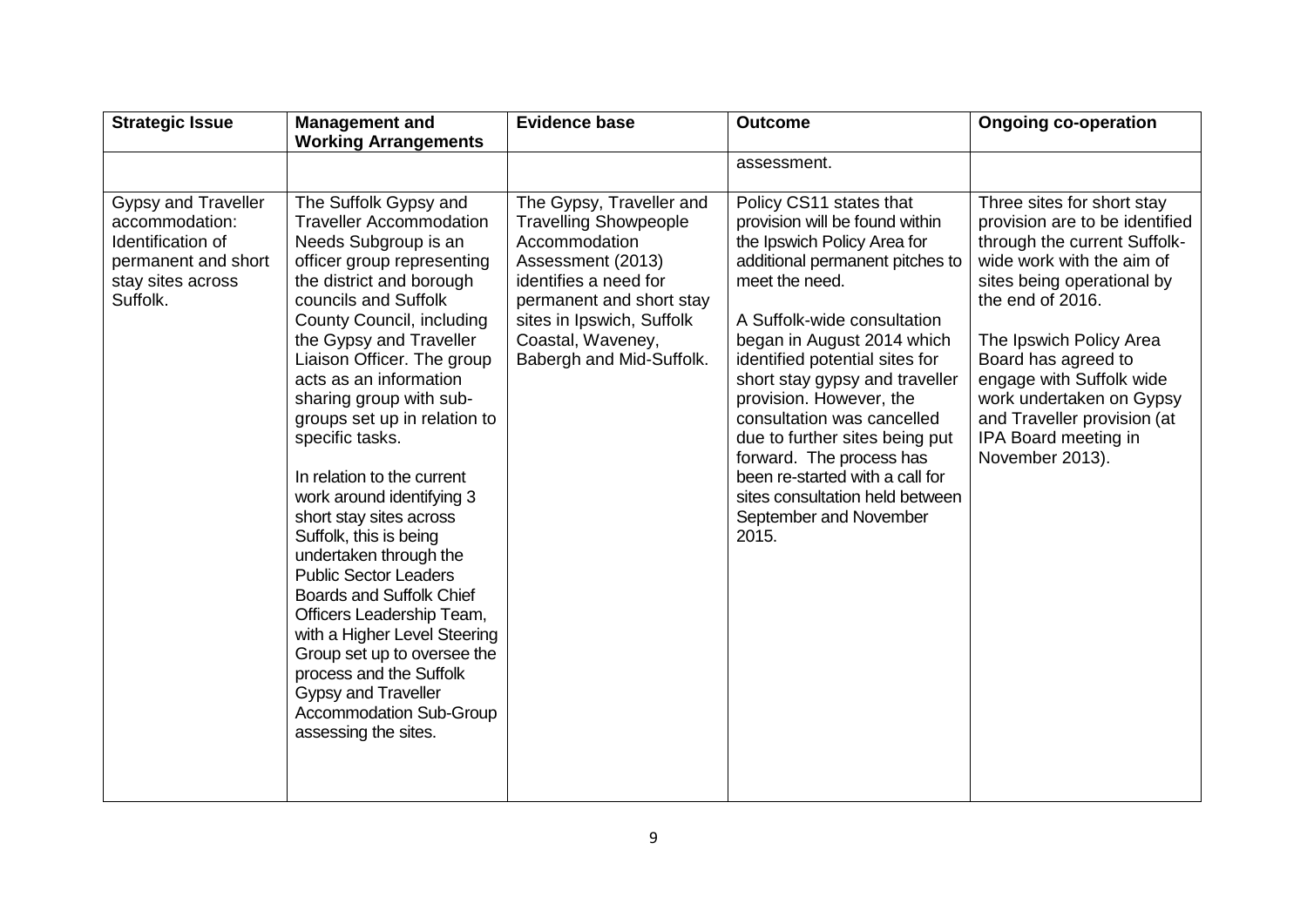| Strategic Issue | Management and Working Arrangements | Evidence base | Outcome | Ongoing co-operation |
|---|---|---|---|---|
| | | | assessment. | |
| Gypsy and Traveller accommodation: Identification of permanent and short stay sites across Suffolk. | The Suffolk Gypsy and Traveller Accommodation Needs Subgroup is an officer group representing the district and borough councils and Suffolk County Council, including the Gypsy and Traveller Liaison Officer. The group acts as an information sharing group with sub-groups set up in relation to specific tasks.<br><br>In relation to the current work around identifying 3 short stay sites across Suffolk, this is being undertaken through the Public Sector Leaders Boards and Suffolk Chief Officers Leadership Team, with a Higher Level Steering Group set up to oversee the process and the Suffolk Gypsy and Traveller Accommodation Sub-Group assessing the sites. | The Gypsy, Traveller and Travelling Showpeople Accommodation Assessment (2013) identifies a need for permanent and short stay sites in Ipswich, Suffolk Coastal, Waveney, Babergh and Mid-Suffolk. | Policy CS11 states that provision will be found within the Ipswich Policy Area for additional permanent pitches to meet the need.<br><br>A Suffolk-wide consultation began in August 2014 which identified potential sites for short stay gypsy and traveller provision. However, the consultation was cancelled due to further sites being put forward. The process has been re-started with a call for sites consultation held between September and November 2015. | Three sites for short stay provision are to be identified through the current Suffolk-wide work with the aim of sites being operational by the end of 2016.<br><br>The Ipswich Policy Area Board has agreed to engage with Suffolk wide work undertaken on Gypsy and Traveller provision (at IPA Board meeting in November 2013). |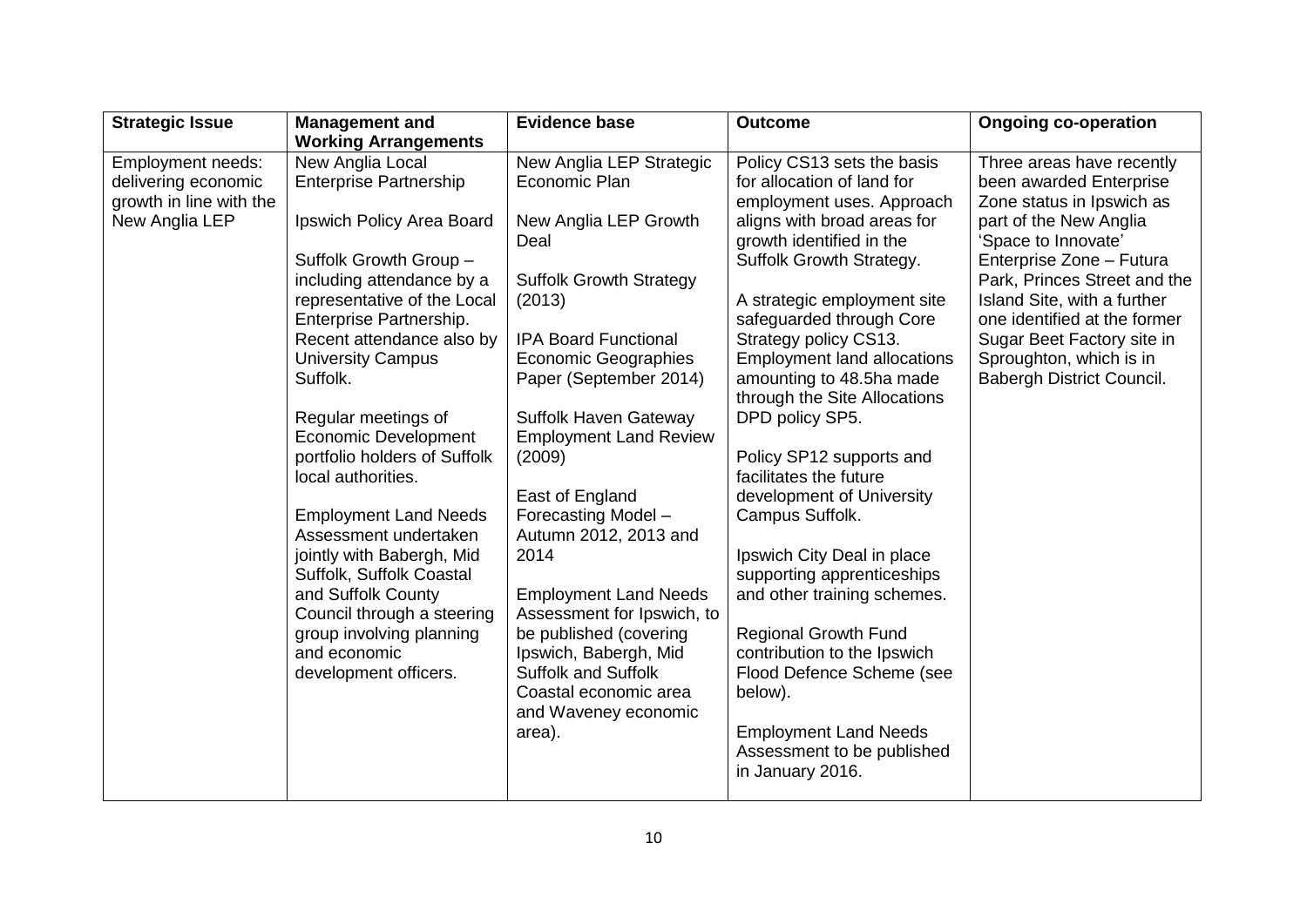| Strategic Issue | Management and Working Arrangements | Evidence base | Outcome | Ongoing co-operation |
|---|---|---|---|---|
| Employment needs: delivering economic growth in line with the New Anglia LEP | New Anglia Local Enterprise Partnership<br><br>Ipswich Policy Area Board<br><br>Suffolk Growth Group – including attendance by a representative of the Local Enterprise Partnership. Recent attendance also by University Campus Suffolk.<br><br>Regular meetings of Economic Development portfolio holders of Suffolk local authorities.<br><br>Employment Land Needs Assessment undertaken jointly with Babergh, Mid Suffolk, Suffolk Coastal and Suffolk County Council through a steering group involving planning and economic development officers. | New Anglia LEP Strategic Economic Plan<br><br>New Anglia LEP Growth Deal<br><br>Suffolk Growth Strategy (2013)<br><br>IPA Board Functional Economic Geographies Paper (September 2014)<br><br>Suffolk Haven Gateway Employment Land Review (2009)<br><br>East of England Forecasting Model – Autumn 2012, 2013 and 2014<br><br>Employment Land Needs Assessment for Ipswich, to be published (covering Ipswich, Babergh, Mid Suffolk and Suffolk Coastal economic area and Waveney economic area). | Policy CS13 sets the basis for allocation of land for employment uses. Approach aligns with broad areas for growth identified in the Suffolk Growth Strategy.<br><br>A strategic employment site safeguarded through Core Strategy policy CS13. Employment land allocations amounting to 48.5ha made through the Site Allocations DPD policy SP5.<br><br>Policy SP12 supports and facilitates the future development of University Campus Suffolk.<br><br>Ipswich City Deal in place supporting apprenticeships and other training schemes.<br><br>Regional Growth Fund contribution to the Ipswich Flood Defence Scheme (see below).<br><br>Employment Land Needs Assessment to be published in January 2016. | Three areas have recently been awarded Enterprise Zone status in Ipswich as part of the New Anglia 'Space to Innovate' Enterprise Zone – Futura Park, Princes Street and the Island Site, with a further one identified at the former Sugar Beet Factory site in Sproughton, which is in Babergh District Council. |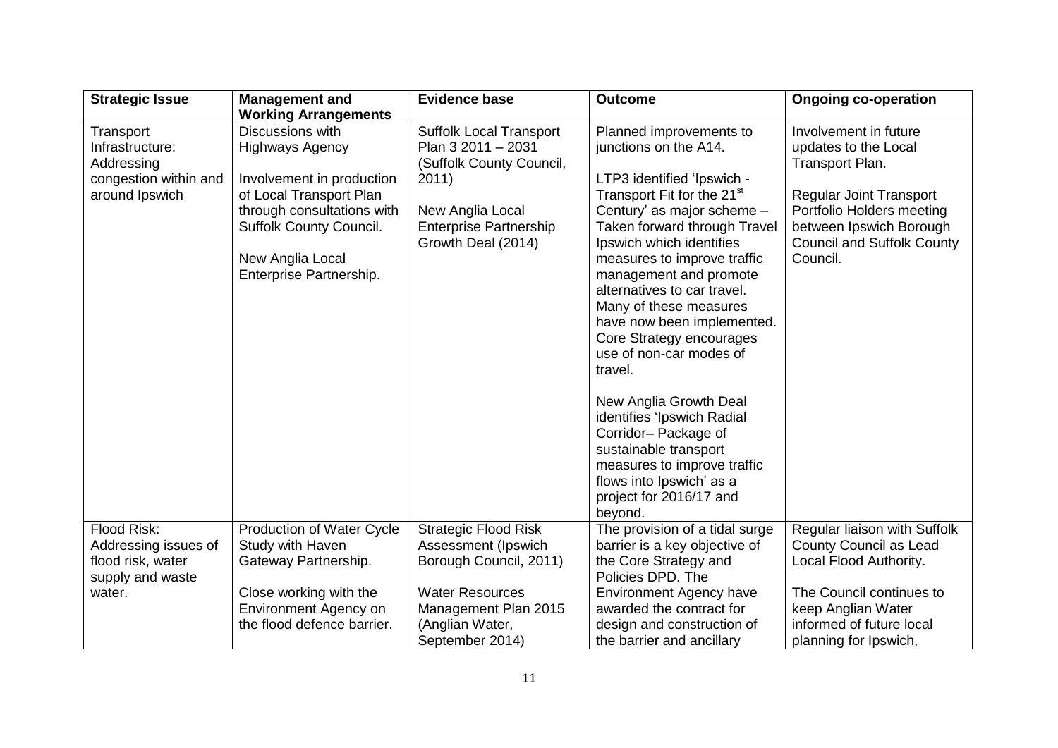| Strategic Issue | Management and Working Arrangements | Evidence base | Outcome | Ongoing co-operation |
|---|---|---|---|---|
| Transport Infrastructure: Addressing congestion within and around Ipswich | Discussions with Highways Agency<br><br>Involvement in production of Local Transport Plan through consultations with Suffolk County Council.<br><br>New Anglia Local Enterprise Partnership. | Suffolk Local Transport Plan 3 2011 – 2031 (Suffolk County Council, 2011)<br><br>New Anglia Local Enterprise Partnership Growth Deal (2014) | Planned improvements to junctions on the A14.<br><br>LTP3 identified 'Ipswich - Transport Fit for the 21st Century' as major scheme – Taken forward through Travel Ipswich which identifies measures to improve traffic management and promote alternatives to car travel. Many of these measures have now been implemented. Core Strategy encourages use of non-car modes of travel.<br><br>New Anglia Growth Deal identifies 'Ipswich Radial Corridor– Package of sustainable transport measures to improve traffic flows into Ipswich' as a project for 2016/17 and beyond. | Involvement in future updates to the Local Transport Plan.<br><br>Regular Joint Transport Portfolio Holders meeting between Ipswich Borough Council and Suffolk County Council. |
| Flood Risk: Addressing issues of flood risk, water supply and waste water. | Production of Water Cycle Study with Haven Gateway Partnership.<br><br>Close working with the Environment Agency on the flood defence barrier. | Strategic Flood Risk Assessment (Ipswich Borough Council, 2011)<br><br>Water Resources Management Plan 2015 (Anglian Water, September 2014) | The provision of a tidal surge barrier is a key objective of the Core Strategy and Policies DPD. The Environment Agency have awarded the contract for design and construction of the barrier and ancillary | Regular liaison with Suffolk County Council as Lead Local Flood Authority.<br><br>The Council continues to keep Anglian Water informed of future local planning for Ipswich, |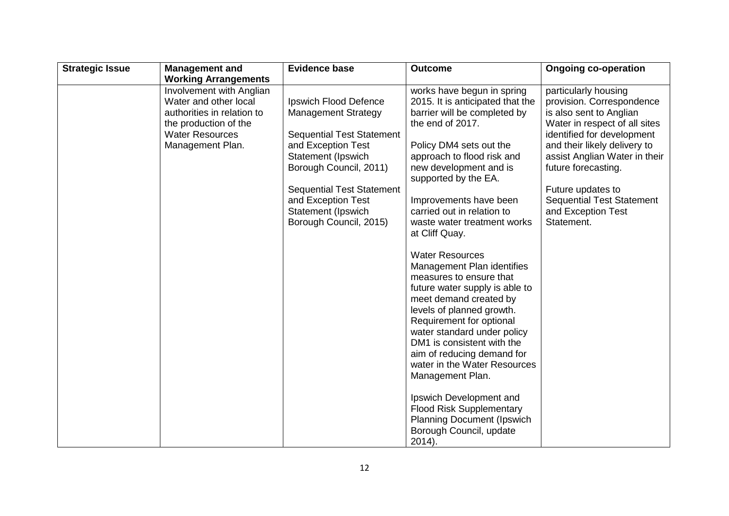| Strategic Issue | Management and Working Arrangements | Evidence base | Outcome | Ongoing co-operation |
|---|---|---|---|---|
| | Involvement with Anglian Water and other local authorities in relation to the production of the Water Resources Management Plan. | Ipswich Flood Defence Management Strategy<br><br>Sequential Test Statement and Exception Test Statement (Ipswich Borough Council, 2011)<br><br>Sequential Test Statement and Exception Test Statement (Ipswich Borough Council, 2015) | works have begun in spring 2015. It is anticipated that the barrier will be completed by the end of 2017.<br><br>Policy DM4 sets out the approach to flood risk and new development and is supported by the EA.<br><br>Improvements have been carried out in relation to waste water treatment works at Cliff Quay.<br><br>Water Resources Management Plan identifies measures to ensure that future water supply is able to meet demand created by levels of planned growth. Requirement for optional water standard under policy DM1 is consistent with the aim of reducing demand for water in the Water Resources Management Plan.<br><br>Ipswich Development and Flood Risk Supplementary Planning Document (Ipswich Borough Council, update 2014). | particularly housing provision. Correspondence is also sent to Anglian Water in respect of all sites identified for development and their likely delivery to assist Anglian Water in their future forecasting.<br><br>Future updates to Sequential Test Statement and Exception Test Statement. |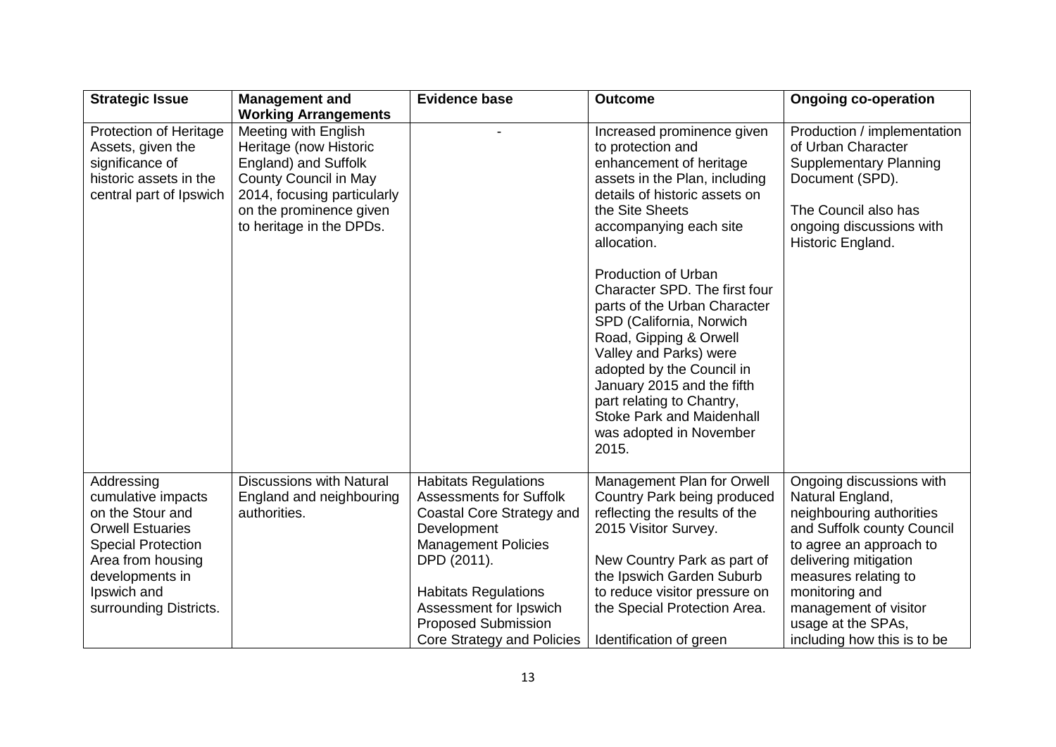| Strategic Issue | Management and Working Arrangements | Evidence base | Outcome | Ongoing co-operation |
|---|---|---|---|---|
| Protection of Heritage Assets, given the significance of historic assets in the central part of Ipswich | Meeting with English Heritage (now Historic England) and Suffolk County Council in May 2014, focusing particularly on the prominence given to heritage in the DPDs. | - | Increased prominence given to protection and enhancement of heritage assets in the Plan, including details of historic assets on the Site Sheets accompanying each site allocation.<br><br>Production of Urban Character SPD. The first four parts of the Urban Character SPD (California, Norwich Road, Gipping & Orwell Valley and Parks) were adopted by the Council in January 2015 and the fifth part relating to Chantry, Stoke Park and Maidenhall was adopted in November 2015. | Production / implementation of Urban Character Supplementary Planning Document (SPD).<br><br>The Council also has ongoing discussions with Historic England. |
| Addressing cumulative impacts on the Stour and Orwell Estuaries Special Protection Area from housing developments in Ipswich and surrounding Districts. | Discussions with Natural England and neighbouring authorities. | Habitats Regulations Assessments for Suffolk Coastal Core Strategy and Development Management Policies DPD (2011).<br><br>Habitats Regulations Assessment for Ipswich Proposed Submission Core Strategy and Policies | Management Plan for Orwell Country Park being produced reflecting the results of the 2015 Visitor Survey.<br><br>New Country Park as part of the Ipswich Garden Suburb to reduce visitor pressure on the Special Protection Area.<br><br>Identification of green | Ongoing discussions with Natural England, neighbouring authorities and Suffolk county Council to agree an approach to delivering mitigation measures relating to monitoring and management of visitor usage at the SPAs, including how this is to be |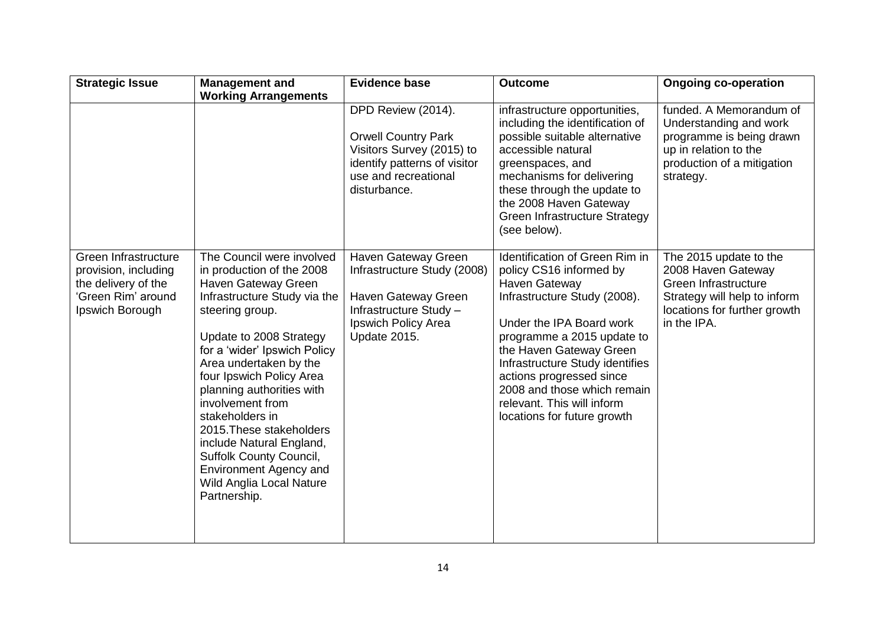| Strategic Issue | Management and Working Arrangements | Evidence base | Outcome | Ongoing co-operation |
| --- | --- | --- | --- | --- |
| | | DPD Review (2014).<br><br>Orwell Country Park Visitors Survey (2015) to identify patterns of visitor use and recreational disturbance. | infrastructure opportunities, including the identification of possible suitable alternative accessible natural greenspaces, and mechanisms for delivering these through the update to the 2008 Haven Gateway Green Infrastructure Strategy (see below). | funded. A Memorandum of Understanding and work programme is being drawn up in relation to the production of a mitigation strategy. |
| Green Infrastructure provision, including the delivery of the 'Green Rim' around Ipswich Borough | The Council were involved in production of the 2008 Haven Gateway Green Infrastructure Study via the steering group.<br><br>Update to 2008 Strategy for a 'wider' Ipswich Policy Area undertaken by the four Ipswich Policy Area planning authorities with involvement from stakeholders in 2015.These stakeholders include Natural England, Suffolk County Council, Environment Agency and Wild Anglia Local Nature Partnership. | Haven Gateway Green Infrastructure Study (2008)<br><br>Haven Gateway Green Infrastructure Study – Ipswich Policy Area Update 2015. | Identification of Green Rim in policy CS16 informed by Haven Gateway Infrastructure Study (2008).<br><br>Under the IPA Board work programme a 2015 update to the Haven Gateway Green Infrastructure Study identifies actions progressed since 2008 and those which remain relevant. This will inform locations for future growth | The 2015 update to the 2008 Haven Gateway Green Infrastructure Strategy will help to inform locations for further growth in the IPA. |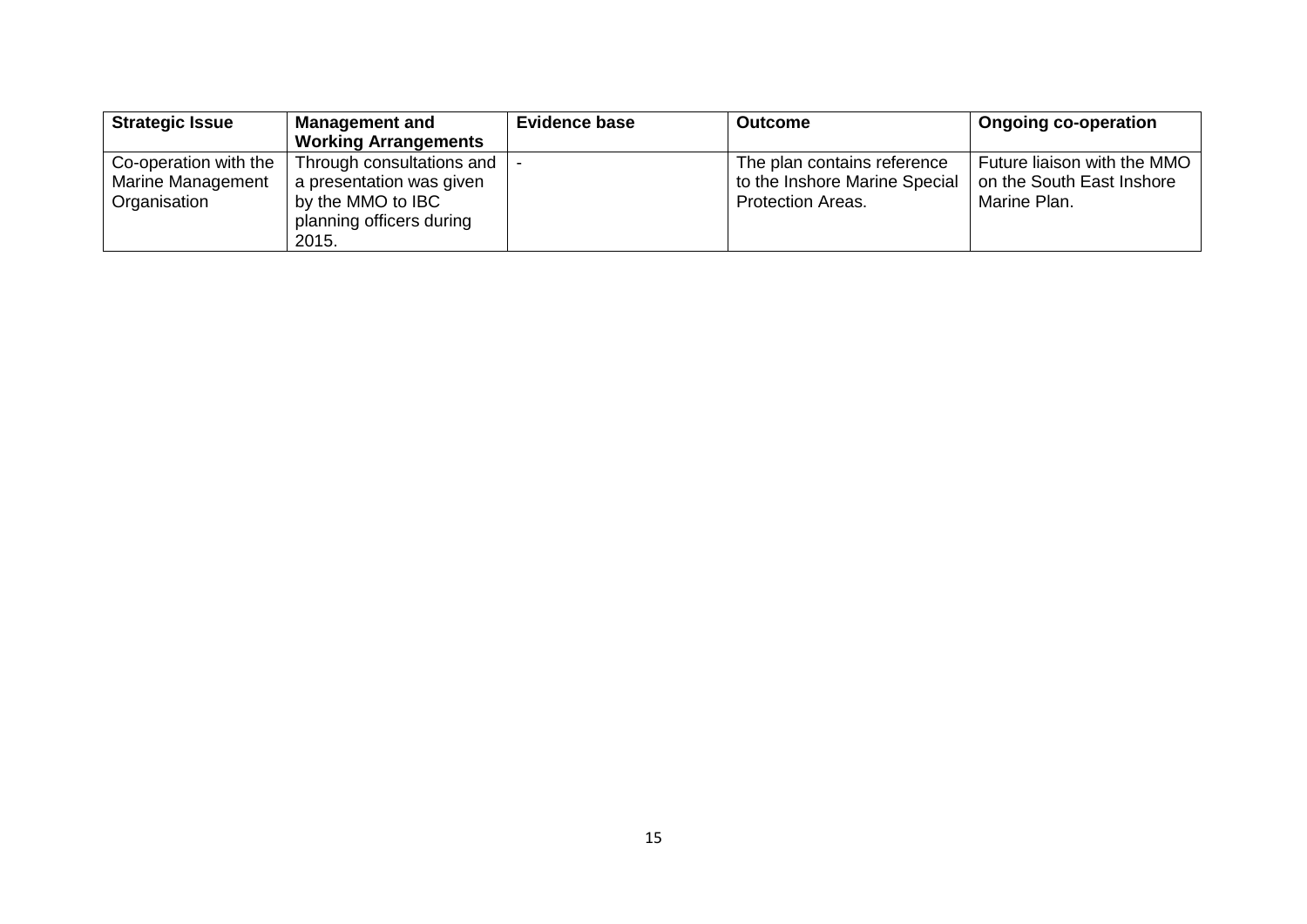| Strategic Issue | Management and Working Arrangements | Evidence base | Outcome | Ongoing co-operation |
|---|---|---|---|---|
| Co-operation with the Marine Management Organisation | Through consultations and a presentation was given by the MMO to IBC planning officers during 2015. | - | The plan contains reference to the Inshore Marine Special Protection Areas. | Future liaison with the MMO on the South East Inshore Marine Plan. |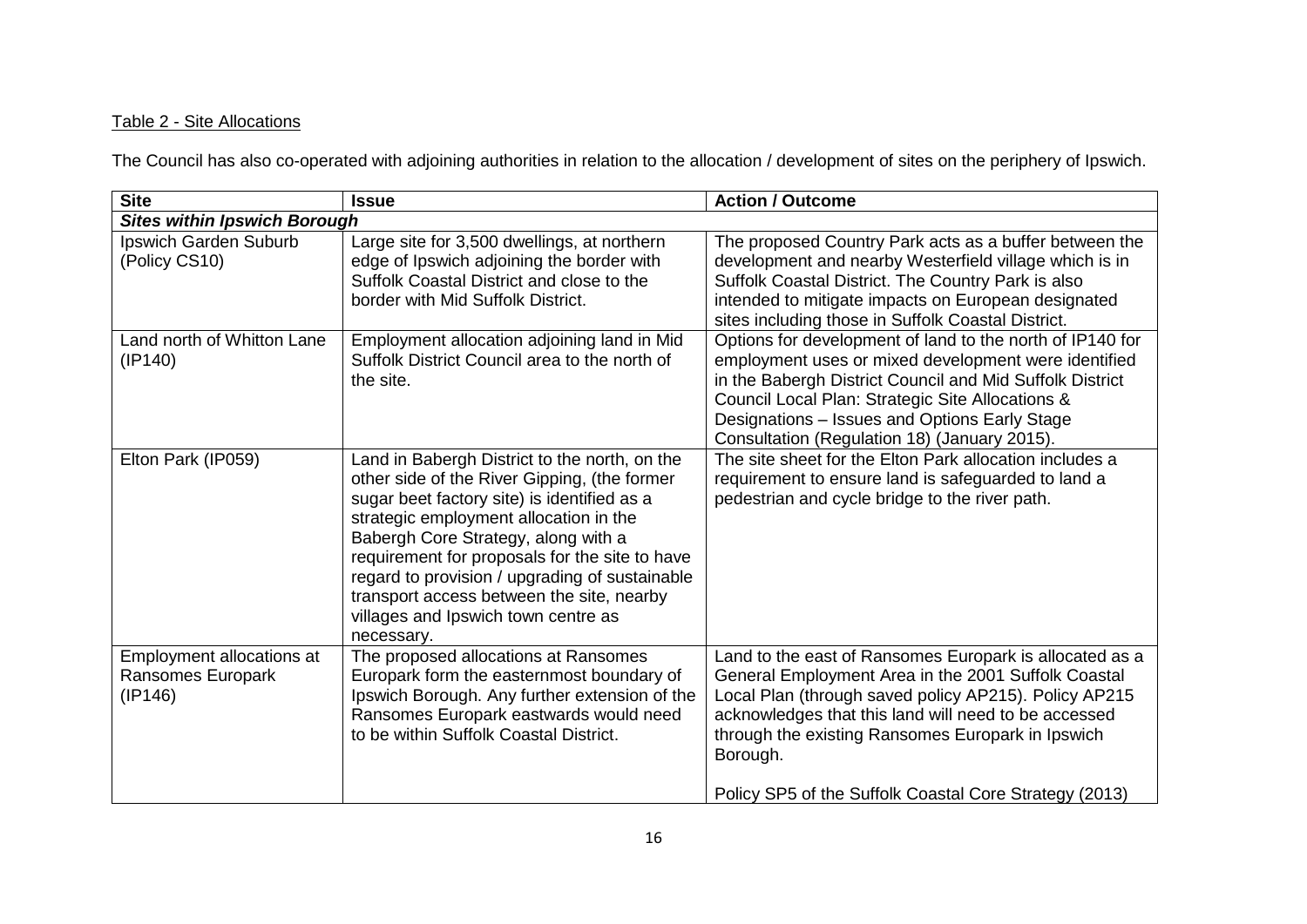Table 2 - Site Allocations

The Council has also co-operated with adjoining authorities in relation to the allocation / development of sites on the periphery of Ipswich.

| Site | Issue | Action / Outcome |
|---|---|---|
| ***Sites within Ipswich Borough*** | | |
| Ipswich Garden Suburb (Policy CS10) | Large site for 3,500 dwellings, at northern edge of Ipswich adjoining the border with Suffolk Coastal District and close to the border with Mid Suffolk District. | The proposed Country Park acts as a buffer between the development and nearby Westerfield village which is in Suffolk Coastal District. The Country Park is also intended to mitigate impacts on European designated sites including those in Suffolk Coastal District. |
| Land north of Whitton Lane (IP140) | Employment allocation adjoining land in Mid Suffolk District Council area to the north of the site. | Options for development of land to the north of IP140 for employment uses or mixed development were identified in the Babergh District Council and Mid Suffolk District Council Local Plan: Strategic Site Allocations & Designations – Issues and Options Early Stage Consultation (Regulation 18) (January 2015). |
| Elton Park (IP059) | Land in Babergh District to the north, on the other side of the River Gipping, (the former sugar beet factory site) is identified as a strategic employment allocation in the Babergh Core Strategy, along with a requirement for proposals for the site to have regard to provision / upgrading of sustainable transport access between the site, nearby villages and Ipswich town centre as necessary. | The site sheet for the Elton Park allocation includes a requirement to ensure land is safeguarded to land a pedestrian and cycle bridge to the river path. |
| Employment allocations at Ransomes Europark (IP146) | The proposed allocations at Ransomes Europark form the easternmost boundary of Ipswich Borough. Any further extension of the Ransomes Europark eastwards would need to be within Suffolk Coastal District. | Land to the east of Ransomes Europark is allocated as a General Employment Area in the 2001 Suffolk Coastal Local Plan (through saved policy AP215). Policy AP215 acknowledges that this land will need to be accessed through the existing Ransomes Europark in Ipswich Borough.<br><br>Policy SP5 of the Suffolk Coastal Core Strategy (2013) |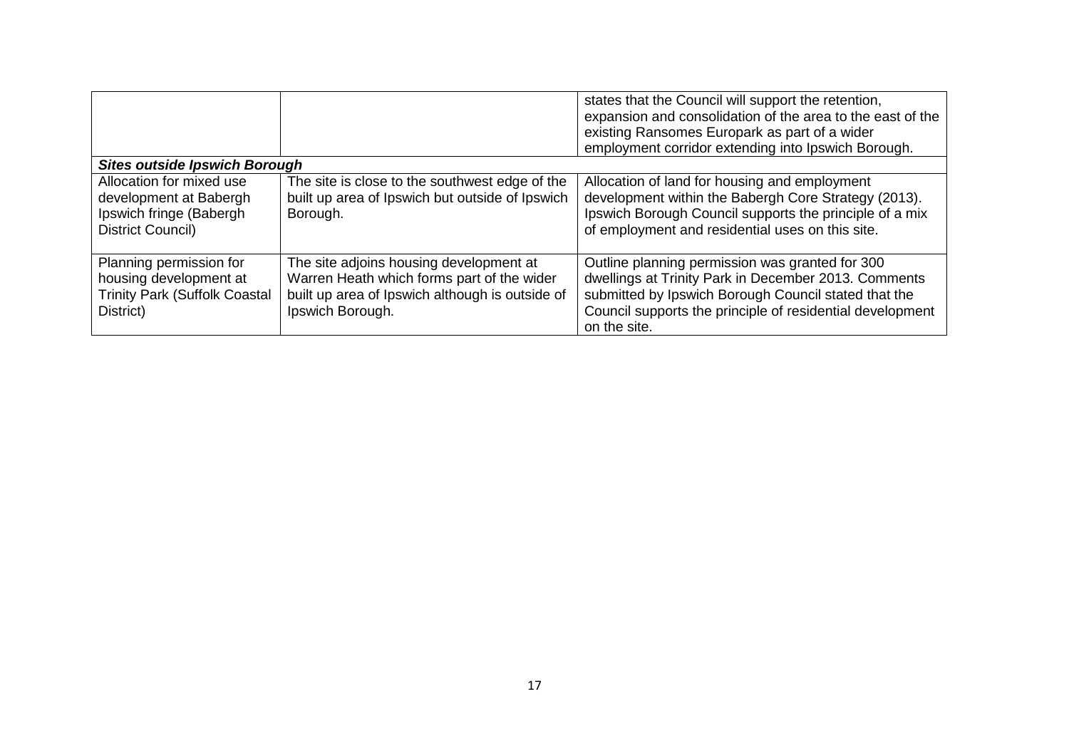| | | |
|---|---|---|
| | | states that the Council will support the retention, expansion and consolidation of the area to the east of the existing Ransomes Europark as part of a wider employment corridor extending into Ipswich Borough. |
| ***Sites outside Ipswich Borough*** | | |
| Allocation for mixed use development at Babergh Ipswich fringe (Babergh District Council) | The site is close to the southwest edge of the built up area of Ipswich but outside of Ipswich Borough. | Allocation of land for housing and employment development within the Babergh Core Strategy (2013). Ipswich Borough Council supports the principle of a mix of employment and residential uses on this site. |
| Planning permission for housing development at Trinity Park (Suffolk Coastal District) | The site adjoins housing development at Warren Heath which forms part of the wider built up area of Ipswich although is outside of Ipswich Borough. | Outline planning permission was granted for 300 dwellings at Trinity Park in December 2013. Comments submitted by Ipswich Borough Council stated that the Council supports the principle of residential development on the site. |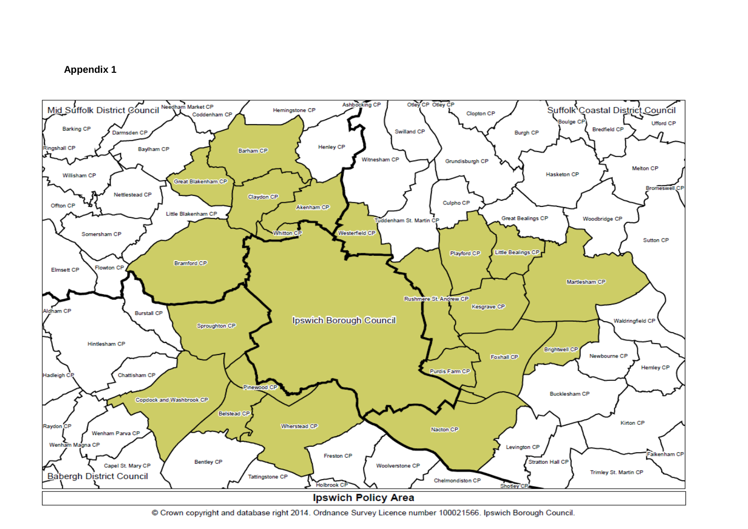**Appendix 1**

**Ipswich Policy Area**

© Crown copyright and database right 2014. Ordnance Survey Licence number 100021566. Ipswich Borough Council.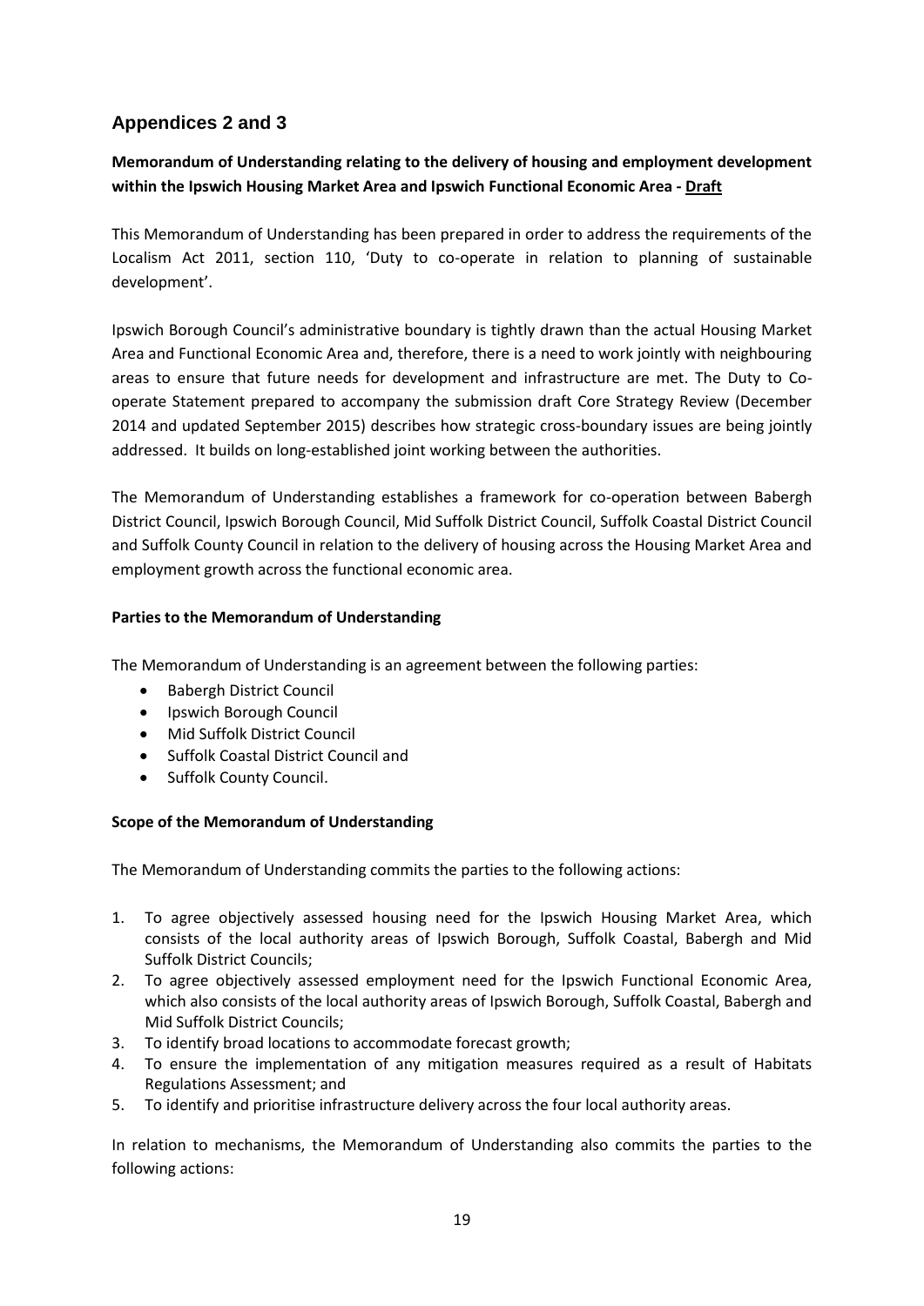## Appendices 2 and 3

**Memorandum of Understanding relating to the delivery of housing and employment development within the Ipswich Housing Market Area and Ipswich Functional Economic Area - Draft**

This Memorandum of Understanding has been prepared in order to address the requirements of the Localism Act 2011, section 110, 'Duty to co-operate in relation to planning of sustainable development'.

Ipswich Borough Council's administrative boundary is tightly drawn than the actual Housing Market Area and Functional Economic Area and, therefore, there is a need to work jointly with neighbouring areas to ensure that future needs for development and infrastructure are met. The Duty to Co-operate Statement prepared to accompany the submission draft Core Strategy Review (December 2014 and updated September 2015) describes how strategic cross-boundary issues are being jointly addressed. It builds on long-established joint working between the authorities.

The Memorandum of Understanding establishes a framework for co-operation between Babergh District Council, Ipswich Borough Council, Mid Suffolk District Council, Suffolk Coastal District Council and Suffolk County Council in relation to the delivery of housing across the Housing Market Area and employment growth across the functional economic area.

**Parties to the Memorandum of Understanding**

The Memorandum of Understanding is an agreement between the following parties:

- Babergh District Council
- Ipswich Borough Council
- Mid Suffolk District Council
- Suffolk Coastal District Council and
- Suffolk County Council.

**Scope of the Memorandum of Understanding**

The Memorandum of Understanding commits the parties to the following actions:

1. To agree objectively assessed housing need for the Ipswich Housing Market Area, which consists of the local authority areas of Ipswich Borough, Suffolk Coastal, Babergh and Mid Suffolk District Councils;
2. To agree objectively assessed employment need for the Ipswich Functional Economic Area, which also consists of the local authority areas of Ipswich Borough, Suffolk Coastal, Babergh and Mid Suffolk District Councils;
3. To identify broad locations to accommodate forecast growth;
4. To ensure the implementation of any mitigation measures required as a result of Habitats Regulations Assessment; and
5. To identify and prioritise infrastructure delivery across the four local authority areas.

In relation to mechanisms, the Memorandum of Understanding also commits the parties to the following actions: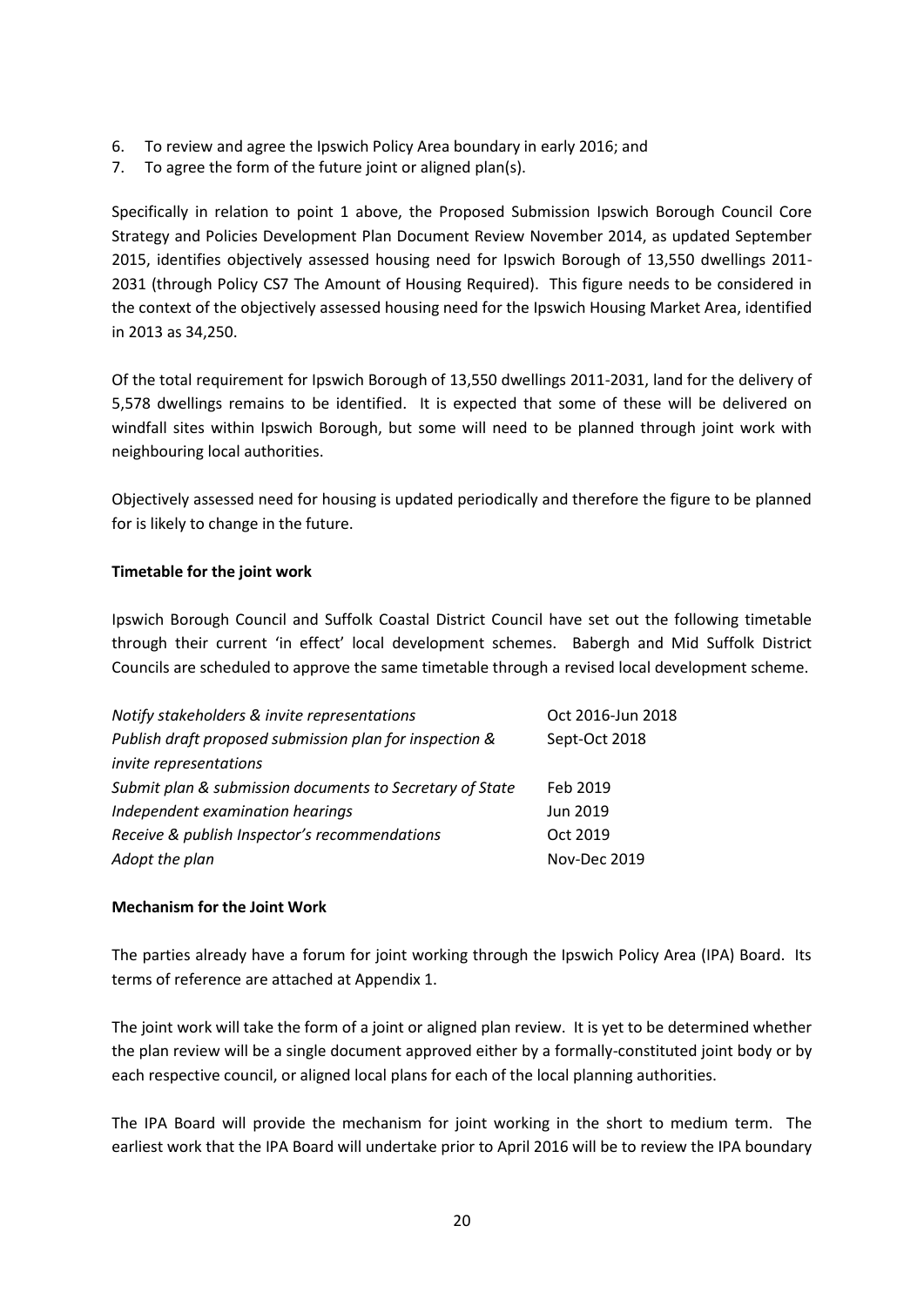6. To review and agree the Ipswich Policy Area boundary in early 2016; and
7. To agree the form of the future joint or aligned plan(s).

Specifically in relation to point 1 above, the Proposed Submission Ipswich Borough Council Core Strategy and Policies Development Plan Document Review November 2014, as updated September 2015, identifies objectively assessed housing need for Ipswich Borough of 13,550 dwellings 2011-2031 (through Policy CS7 The Amount of Housing Required). This figure needs to be considered in the context of the objectively assessed housing need for the Ipswich Housing Market Area, identified in 2013 as 34,250.

Of the total requirement for Ipswich Borough of 13,550 dwellings 2011-2031, land for the delivery of 5,578 dwellings remains to be identified. It is expected that some of these will be delivered on windfall sites within Ipswich Borough, but some will need to be planned through joint work with neighbouring local authorities.

Objectively assessed need for housing is updated periodically and therefore the figure to be planned for is likely to change in the future.

**Timetable for the joint work**

Ipswich Borough Council and Suffolk Coastal District Council have set out the following timetable through their current 'in effect' local development schemes. Babergh and Mid Suffolk District Councils are scheduled to approve the same timetable through a revised local development scheme.

| | |
|---|---|
| *Notify stakeholders & invite representations* | Oct 2016-Jun 2018 |
| *Publish draft proposed submission plan for inspection & invite representations* | Sept-Oct 2018 |
| *Submit plan & submission documents to Secretary of State* | Feb 2019 |
| *Independent examination hearings* | Jun 2019 |
| *Receive & publish Inspector's recommendations* | Oct 2019 |
| *Adopt the plan* | Nov-Dec 2019 |

**Mechanism for the Joint Work**

The parties already have a forum for joint working through the Ipswich Policy Area (IPA) Board. Its terms of reference are attached at Appendix 1.

The joint work will take the form of a joint or aligned plan review. It is yet to be determined whether the plan review will be a single document approved either by a formally-constituted joint body or by each respective council, or aligned local plans for each of the local planning authorities.

The IPA Board will provide the mechanism for joint working in the short to medium term. The earliest work that the IPA Board will undertake prior to April 2016 will be to review the IPA boundary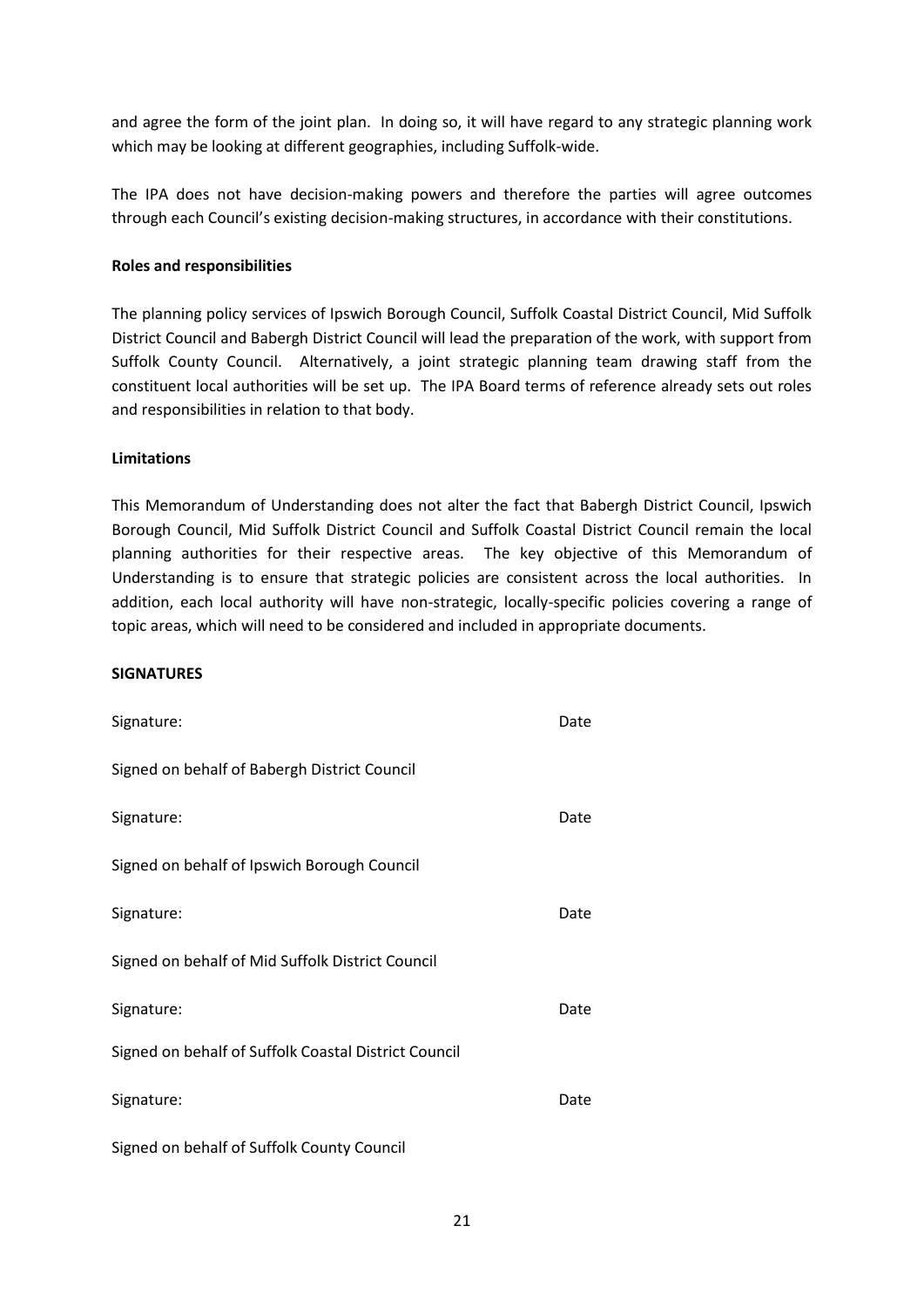and agree the form of the joint plan. In doing so, it will have regard to any strategic planning work which may be looking at different geographies, including Suffolk-wide.

The IPA does not have decision-making powers and therefore the parties will agree outcomes through each Council's existing decision-making structures, in accordance with their constitutions.

**Roles and responsibilities**

The planning policy services of Ipswich Borough Council, Suffolk Coastal District Council, Mid Suffolk District Council and Babergh District Council will lead the preparation of the work, with support from Suffolk County Council. Alternatively, a joint strategic planning team drawing staff from the constituent local authorities will be set up. The IPA Board terms of reference already sets out roles and responsibilities in relation to that body.

**Limitations**

This Memorandum of Understanding does not alter the fact that Babergh District Council, Ipswich Borough Council, Mid Suffolk District Council and Suffolk Coastal District Council remain the local planning authorities for their respective areas. The key objective of this Memorandum of Understanding is to ensure that strategic policies are consistent across the local authorities. In addition, each local authority will have non-strategic, locally-specific policies covering a range of topic areas, which will need to be considered and included in appropriate documents.

**SIGNATURES**

Signature: Date

Signed on behalf of Babergh District Council

Signature: Date

Signed on behalf of Ipswich Borough Council

Signature: Date

Signed on behalf of Mid Suffolk District Council

Signature: Date

Signed on behalf of Suffolk Coastal District Council

Signature: Date

Signed on behalf of Suffolk County Council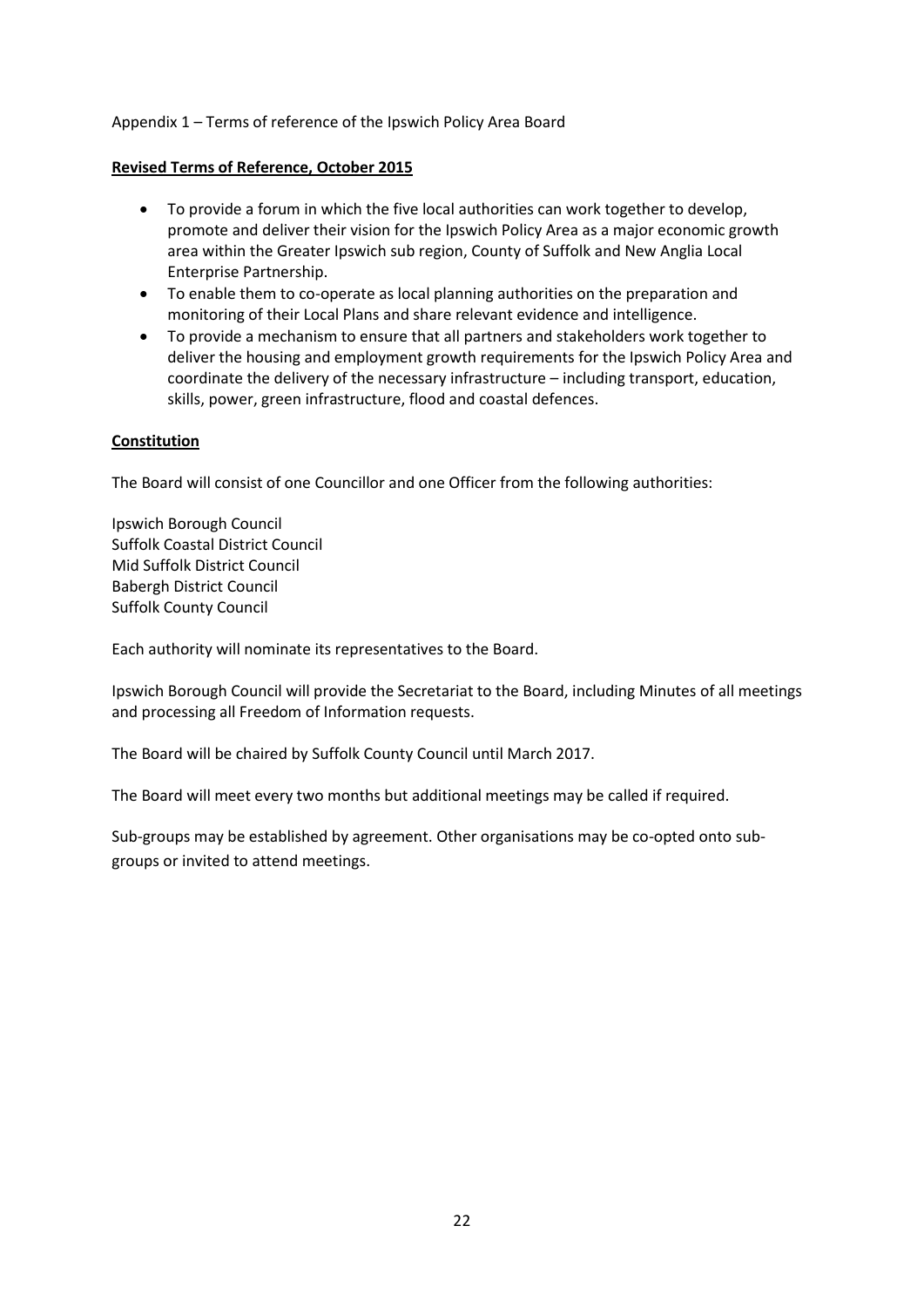Appendix 1 – Terms of reference of the Ipswich Policy Area Board

**Revised Terms of Reference, October 2015**

- To provide a forum in which the five local authorities can work together to develop, promote and deliver their vision for the Ipswich Policy Area as a major economic growth area within the Greater Ipswich sub region, County of Suffolk and New Anglia Local Enterprise Partnership.
- To enable them to co-operate as local planning authorities on the preparation and monitoring of their Local Plans and share relevant evidence and intelligence.
- To provide a mechanism to ensure that all partners and stakeholders work together to deliver the housing and employment growth requirements for the Ipswich Policy Area and coordinate the delivery of the necessary infrastructure – including transport, education, skills, power, green infrastructure, flood and coastal defences.

**Constitution**

The Board will consist of one Councillor and one Officer from the following authorities:

Ipswich Borough Council
Suffolk Coastal District Council
Mid Suffolk District Council
Babergh District Council
Suffolk County Council

Each authority will nominate its representatives to the Board.

Ipswich Borough Council will provide the Secretariat to the Board, including Minutes of all meetings and processing all Freedom of Information requests.

The Board will be chaired by Suffolk County Council until March 2017.

The Board will meet every two months but additional meetings may be called if required.

Sub-groups may be established by agreement. Other organisations may be co-opted onto sub-groups or invited to attend meetings.